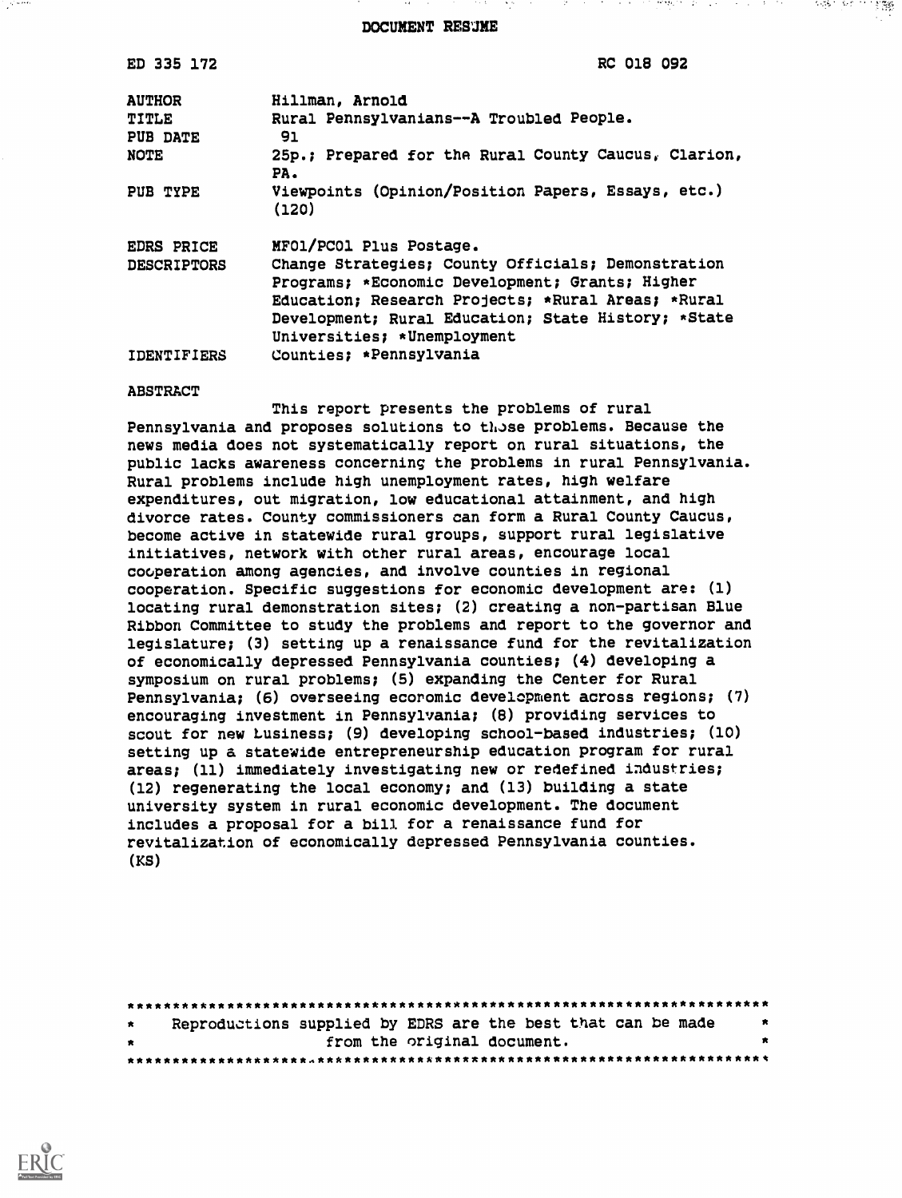DOCUMENT RESUME

| | |
|---|---|
| ED 335 172 | RC 018 092 |
| AUTHOR | Hillman, Arnold |
| TITLE | Rural Pennsylvanians--A Troubled People. |
| PUB DATE | 91 |
| NOTE | 25p.; Prepared for the Rural County Caucus, Clarion, PA. |
| PUB TYPE | Viewpoints (Opinion/Position Papers, Essays, etc.) (120) |
| EDRS PRICE | MF01/PC01 Plus Postage. |
| DESCRIPTORS | Change Strategies; County Officials; Demonstration Programs; *Economic Development; Grants; Higher Education; Research Projects; *Rural Areas; *Rural Development; Rural Education; State History; *State Universities; *Unemployment |
| IDENTIFIERS | Counties; *Pennsylvania |

ABSTRACT

This report presents the problems of rural Pennsylvania and proposes solutions to those problems. Because the news media does not systematically report on rural situations, the public lacks awareness concerning the problems in rural Pennsylvania. Rural problems include high unemployment rates, high welfare expenditures, out migration, low educational attainment, and high divorce rates. County commissioners can form a Rural County Caucus, become active in statewide rural groups, support rural legislative initiatives, network with other rural areas, encourage local cooperation among agencies, and involve counties in regional cooperation. Specific suggestions for economic development are: (1) locating rural demonstration sites; (2) creating a non-partisan Blue Ribbon Committee to study the problems and report to the governor and legislature; (3) setting up a renaissance fund for the revitalization of economically depressed Pennsylvania counties; (4) developing a symposium on rural problems; (5) expanding the Center for Rural Pennsylvania; (6) overseeing economic development across regions; (7) encouraging investment in Pennsylvania; (8) providing services to scout for new business; (9) developing school-based industries; (10) setting up a statewide entrepreneurship education program for rural areas; (11) immediately investigating new or redefined industries; (12) regenerating the local economy; and (13) building a state university system in rural economic development. The document includes a proposal for a bill for a renaissance fund for revitalization of economically depressed Pennsylvania counties. (KS)

***********************************************************************
* Reproductions supplied by EDRS are the best that can be made *
* from the original document. *
***********************************************************************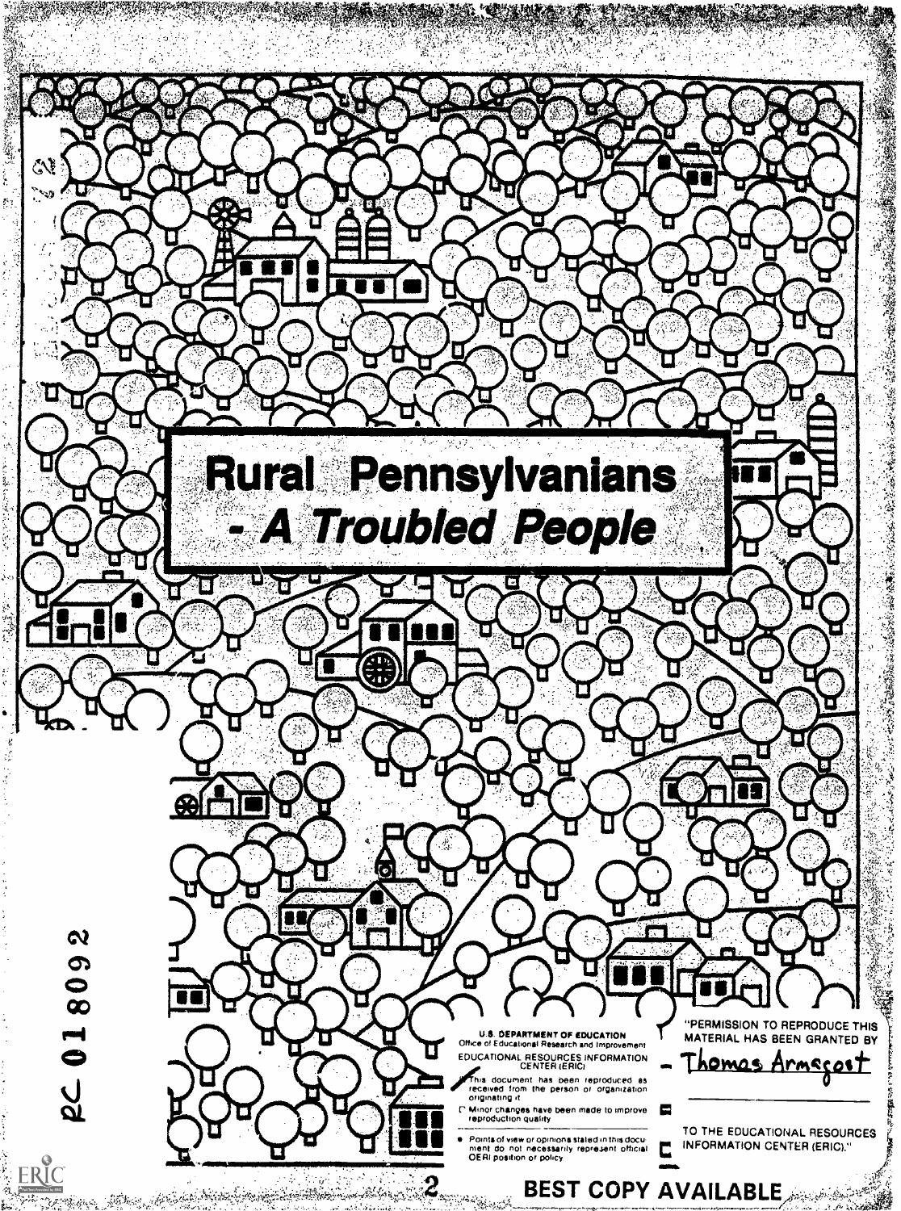# Rural Pennsylvanians - A Troubled People

U.S. DEPARTMENT OF EDUCATION
Office of Educational Research and Improvement
EDUCATIONAL RESOURCES INFORMATION CENTER (ERIC)

- This document has been reproduced as received from the person or organization originating it.
- Minor changes have been made to improve reproduction quality.
- Points of view or opinions stated in this document do not necessarily represent official OERI position or policy.

"PERMISSION TO REPRODUCE THIS MATERIAL HAS BEEN GRANTED BY

Thomas Armagost

TO THE EDUCATIONAL RESOURCES INFORMATION CENTER (ERIC)."

RC 018092

BEST COPY AVAILABLE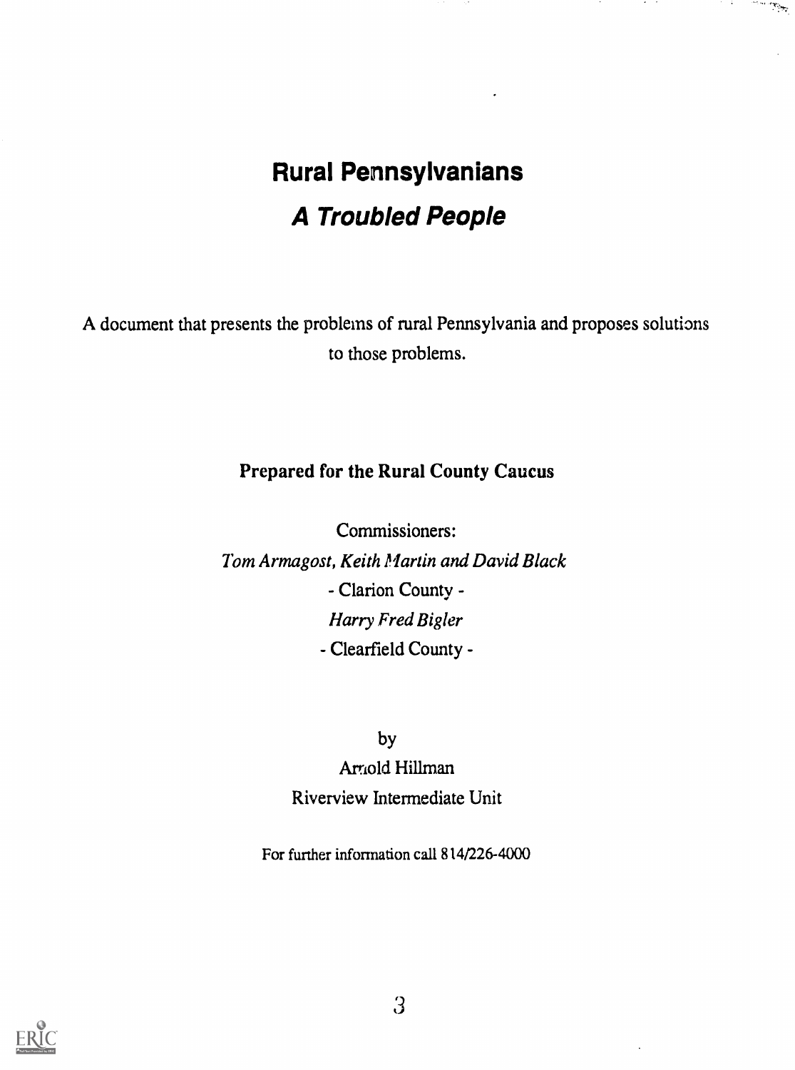# Rural Pennsylvanians

## *A Troubled People*

A document that presents the problems of rural Pennsylvania and proposes solutions to those problems.

**Prepared for the Rural County Caucus**

Commissioners:

*Tom Armagost, Keith Martin and David Black*

- Clarion County -

*Harry Fred Bigler*

- Clearfield County -

by

Arnold Hillman

Riverview Intermediate Unit

For further information call 814/226-4000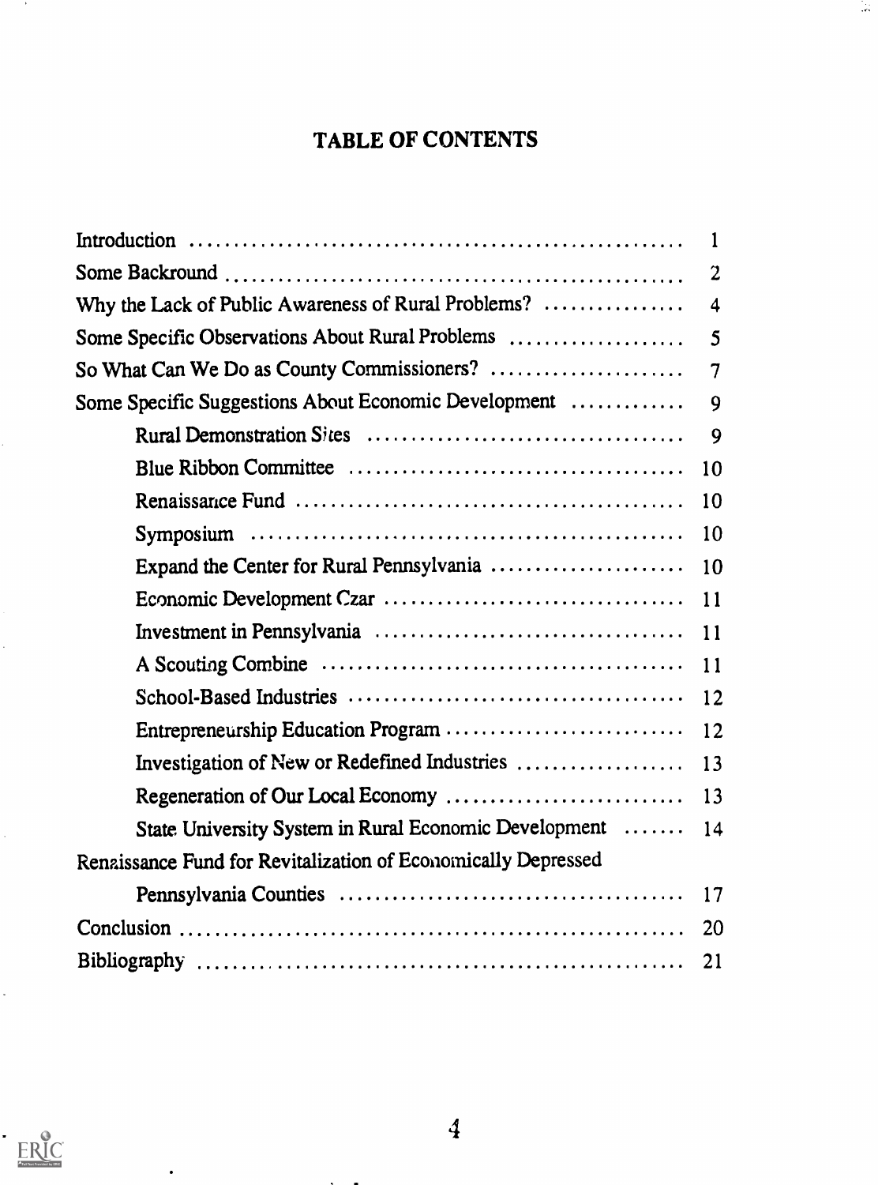# TABLE OF CONTENTS

| | |
|---|---|
| Introduction | 1 |
| Some Backround | 2 |
| Why the Lack of Public Awareness of Rural Problems? | 4 |
| Some Specific Observations About Rural Problems | 5 |
| So What Can We Do as County Commissioners? | 7 |
| Some Specific Suggestions About Economic Development | 9 |
| Rural Demonstration Sites | 9 |
| Blue Ribbon Committee | 10 |
| Renaissance Fund | 10 |
| Symposium | 10 |
| Expand the Center for Rural Pennsylvania | 10 |
| Economic Development Czar | 11 |
| Investment in Pennsylvania | 11 |
| A Scouting Combine | 11 |
| School-Based Industries | 12 |
| Entrepreneurship Education Program | 12 |
| Investigation of New or Redefined Industries | 13 |
| Regeneration of Our Local Economy | 13 |
| State University System in Rural Economic Development | 14 |
| Renaissance Fund for Revitalization of Economically Depressed Pennsylvania Counties | 17 |
| Conclusion | 20 |
| Bibliography | 21 |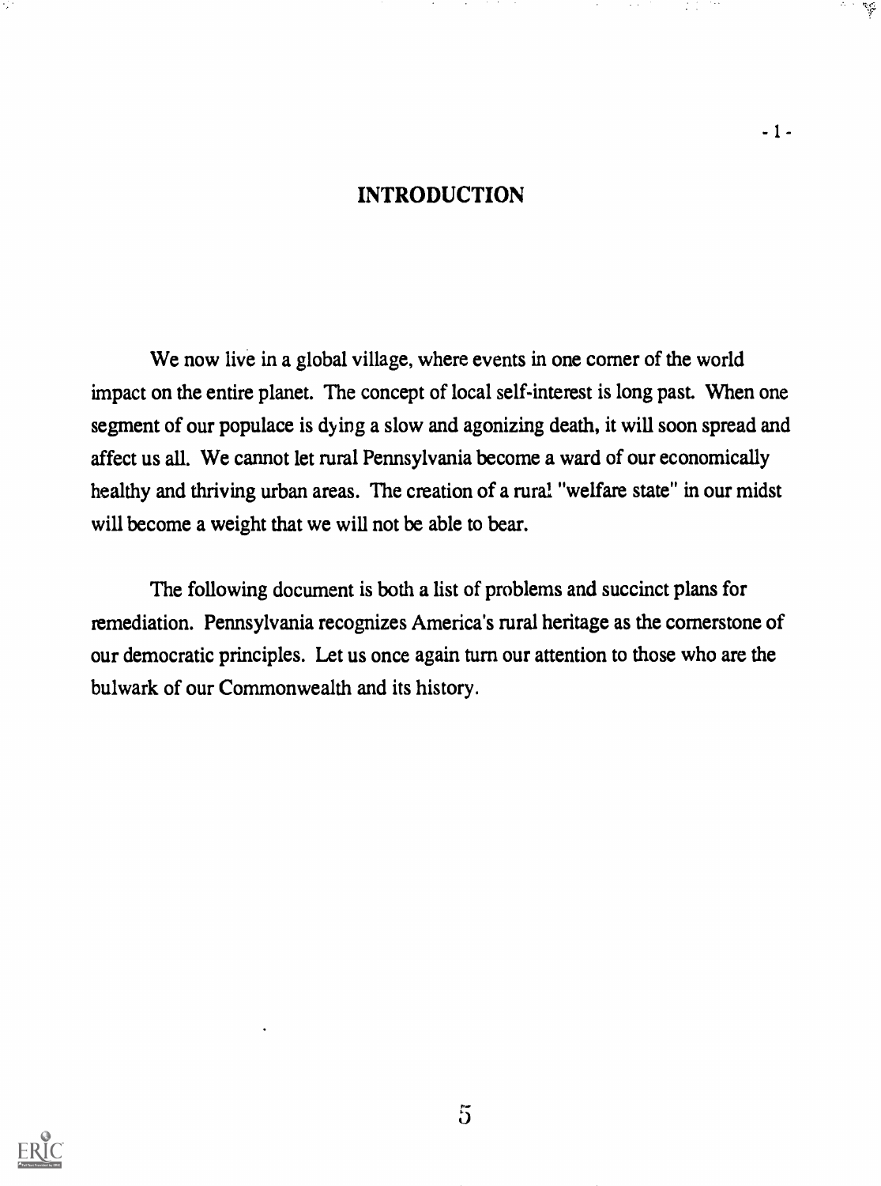## INTRODUCTION

We now live in a global village, where events in one corner of the world impact on the entire planet. The concept of local self-interest is long past. When one segment of our populace is dying a slow and agonizing death, it will soon spread and affect us all. We cannot let rural Pennsylvania become a ward of our economically healthy and thriving urban areas. The creation of a rural "welfare state" in our midst will become a weight that we will not be able to bear.

The following document is both a list of problems and succinct plans for remediation. Pennsylvania recognizes America's rural heritage as the cornerstone of our democratic principles. Let us once again turn our attention to those who are the bulwark of our Commonwealth and its history.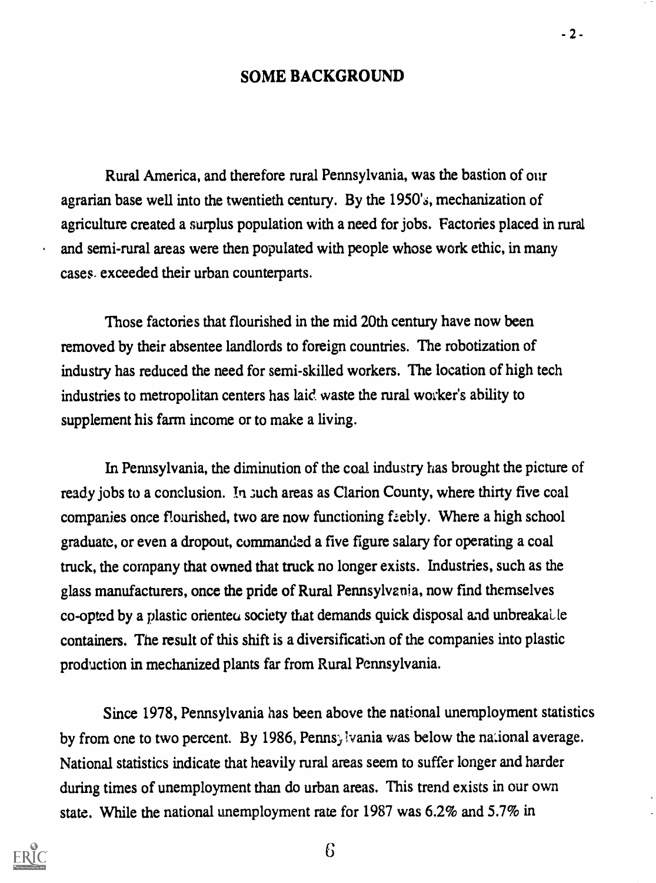## SOME BACKGROUND

Rural America, and therefore rural Pennsylvania, was the bastion of our agrarian base well into the twentieth century. By the 1950's, mechanization of agriculture created a surplus population with a need for jobs. Factories placed in rural and semi-rural areas were then populated with people whose work ethic, in many cases exceeded their urban counterparts.

Those factories that flourished in the mid 20th century have now been removed by their absentee landlords to foreign countries. The robotization of industry has reduced the need for semi-skilled workers. The location of high tech industries to metropolitan centers has laid waste the rural worker's ability to supplement his farm income or to make a living.

In Pennsylvania, the diminution of the coal industry has brought the picture of ready jobs to a conclusion. In such areas as Clarion County, where thirty five coal companies once flourished, two are now functioning feebly. Where a high school graduate, or even a dropout, commanded a five figure salary for operating a coal truck, the company that owned that truck no longer exists. Industries, such as the glass manufacturers, once the pride of Rural Pennsylvania, now find themselves co-opted by a plastic oriented society that demands quick disposal and unbreakable containers. The result of this shift is a diversification of the companies into plastic production in mechanized plants far from Rural Pennsylvania.

Since 1978, Pennsylvania has been above the national unemployment statistics by from one to two percent. By 1986, Pennsylvania was below the national average. National statistics indicate that heavily rural areas seem to suffer longer and harder during times of unemployment than do urban areas. This trend exists in our own state. While the national unemployment rate for 1987 was 6.2% and 5.7% in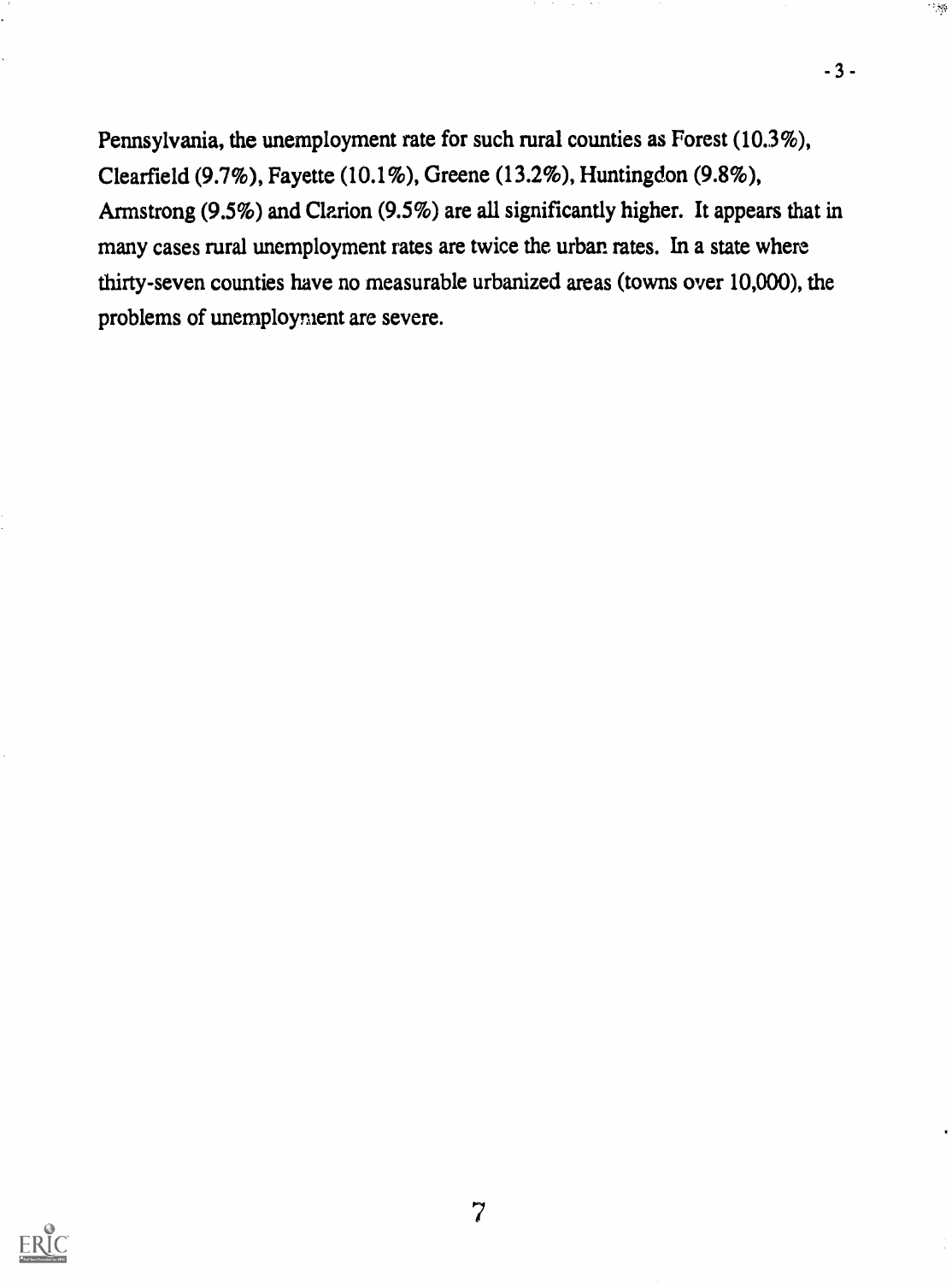Pennsylvania, the unemployment rate for such rural counties as Forest (10.3%), Clearfield (9.7%), Fayette (10.1%), Greene (13.2%), Huntingdon (9.8%), Armstrong (9.5%) and Clarion (9.5%) are all significantly higher. It appears that in many cases rural unemployment rates are twice the urban rates. In a state where thirty-seven counties have no measurable urbanized areas (towns over 10,000), the problems of unemployment are severe.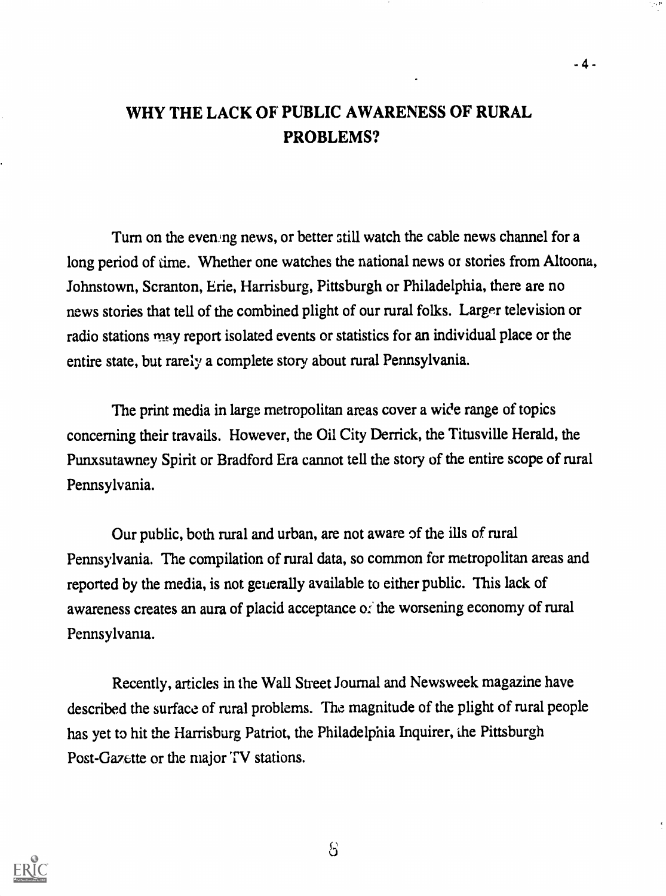# WHY THE LACK OF PUBLIC AWARENESS OF RURAL PROBLEMS?

Turn on the evening news, or better still watch the cable news channel for a long period of time. Whether one watches the national news or stories from Altoona, Johnstown, Scranton, Erie, Harrisburg, Pittsburgh or Philadelphia, there are no news stories that tell of the combined plight of our rural folks. Larger television or radio stations may report isolated events or statistics for an individual place or the entire state, but rarely a complete story about rural Pennsylvania.

The print media in large metropolitan areas cover a wide range of topics concerning their travails. However, the Oil City Derrick, the Titusville Herald, the Punxsutawney Spirit or Bradford Era cannot tell the story of the entire scope of rural Pennsylvania.

Our public, both rural and urban, are not aware of the ills of rural Pennsylvania. The compilation of rural data, so common for metropolitan areas and reported by the media, is not generally available to either public. This lack of awareness creates an aura of placid acceptance of the worsening economy of rural Pennsylvania.

Recently, articles in the Wall Street Journal and Newsweek magazine have described the surface of rural problems. The magnitude of the plight of rural people has yet to hit the Harrisburg Patriot, the Philadelphia Inquirer, the Pittsburgh Post-Gazette or the major TV stations.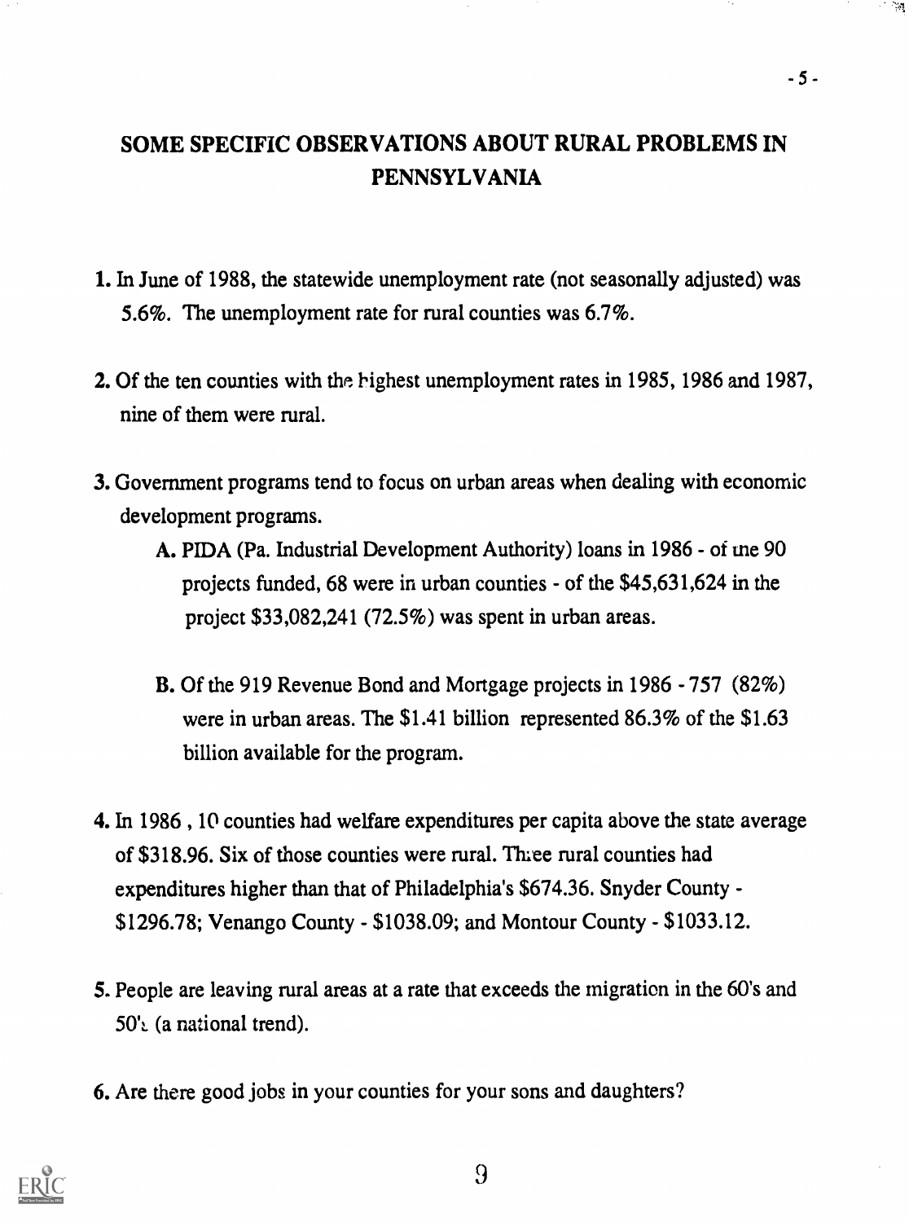# SOME SPECIFIC OBSERVATIONS ABOUT RURAL PROBLEMS IN PENNSYLVANIA

**1.** In June of 1988, the statewide unemployment rate (not seasonally adjusted) was 5.6%. The unemployment rate for rural counties was 6.7%.

**2.** Of the ten counties with the highest unemployment rates in 1985, 1986 and 1987, nine of them were rural.

**3.** Government programs tend to focus on urban areas when dealing with economic development programs.

> **A.** PIDA (Pa. Industrial Development Authority) loans in 1986 - of the 90 projects funded, 68 were in urban counties - of the $45,631,624 in the project $33,082,241 (72.5%) was spent in urban areas.
>
> **B.** Of the 919 Revenue Bond and Mortgage projects in 1986 - 757 (82%) were in urban areas. The $1.41 billion represented 86.3% of the $1.63 billion available for the program.

**4.** In 1986 , 10 counties had welfare expenditures per capita above the state average of $318.96. Six of those counties were rural. Three rural counties had expenditures higher than that of Philadelphia's $674.36. Snyder County - $1296.78; Venango County - $1038.09; and Montour County - $1033.12.

**5.** People are leaving rural areas at a rate that exceeds the migration in the 60's and 50's (a national trend).

**6.** Are there good jobs in your counties for your sons and daughters?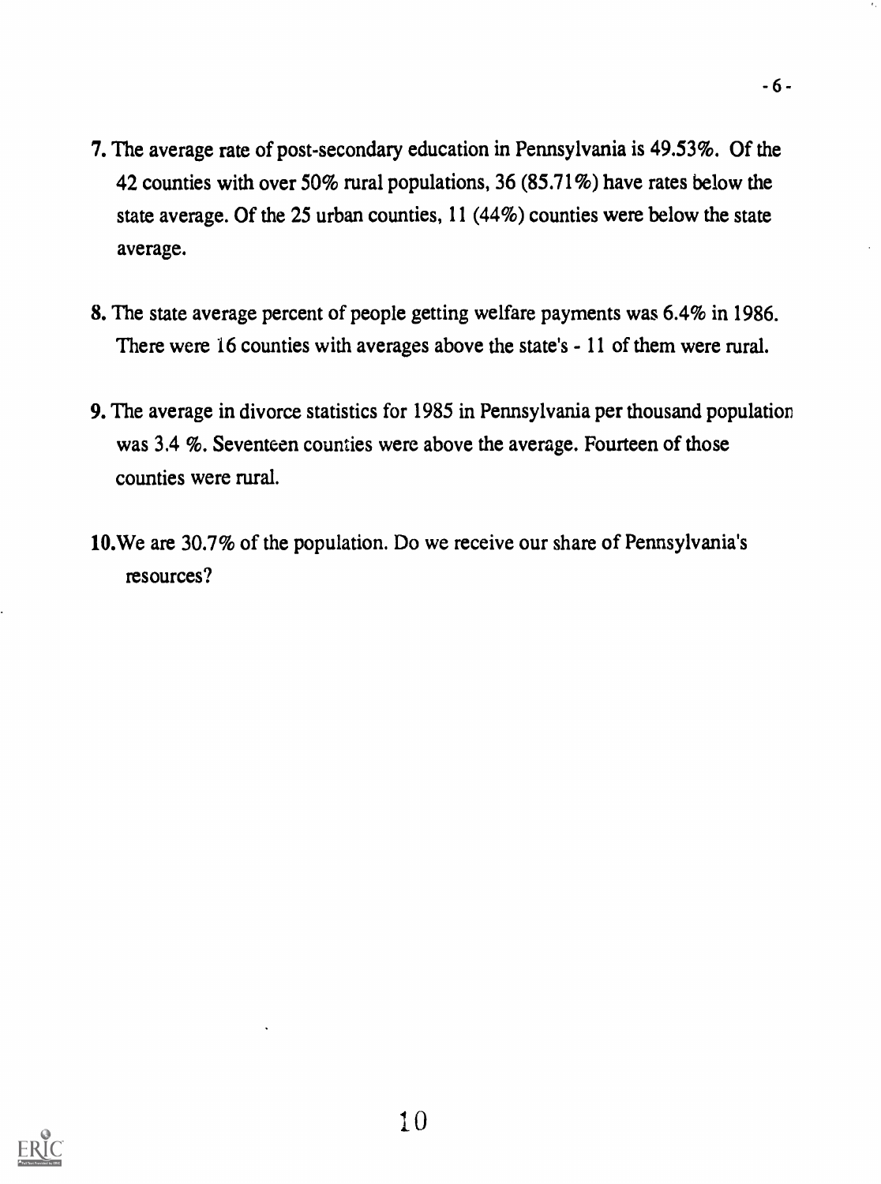7. The average rate of post-secondary education in Pennsylvania is 49.53%. Of the 42 counties with over 50% rural populations, 36 (85.71%) have rates below the state average. Of the 25 urban counties, 11 (44%) counties were below the state average.

8. The state average percent of people getting welfare payments was 6.4% in 1986. There were 16 counties with averages above the state's - 11 of them were rural.

9. The average in divorce statistics for 1985 in Pennsylvania per thousand population was 3.4 %. Seventeen counties were above the average. Fourteen of those counties were rural.

10. We are 30.7% of the population. Do we receive our share of Pennsylvania's resources?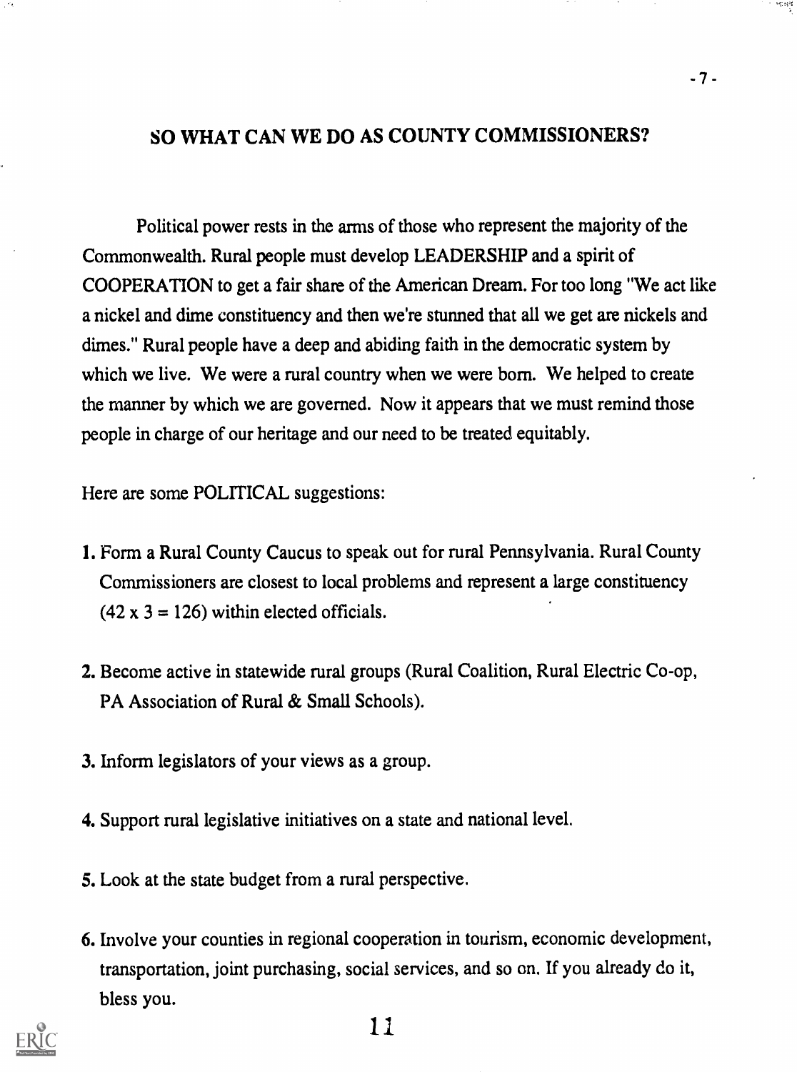## SO WHAT CAN WE DO AS COUNTY COMMISSIONERS?

Political power rests in the arms of those who represent the majority of the Commonwealth. Rural people must develop LEADERSHIP and a spirit of COOPERATION to get a fair share of the American Dream. For too long "We act like a nickel and dime constituency and then we're stunned that all we get are nickels and dimes." Rural people have a deep and abiding faith in the democratic system by which we live. We were a rural country when we were born. We helped to create the manner by which we are governed. Now it appears that we must remind those people in charge of our heritage and our need to be treated equitably.

Here are some POLITICAL suggestions:

1. Form a Rural County Caucus to speak out for rural Pennsylvania. Rural County Commissioners are closest to local problems and represent a large constituency (42 x 3 = 126) within elected officials.

2. Become active in statewide rural groups (Rural Coalition, Rural Electric Co-op, PA Association of Rural & Small Schools).

3. Inform legislators of your views as a group.

4. Support rural legislative initiatives on a state and national level.

5. Look at the state budget from a rural perspective.

6. Involve your counties in regional cooperation in tourism, economic development, transportation, joint purchasing, social services, and so on. If you already do it, bless you.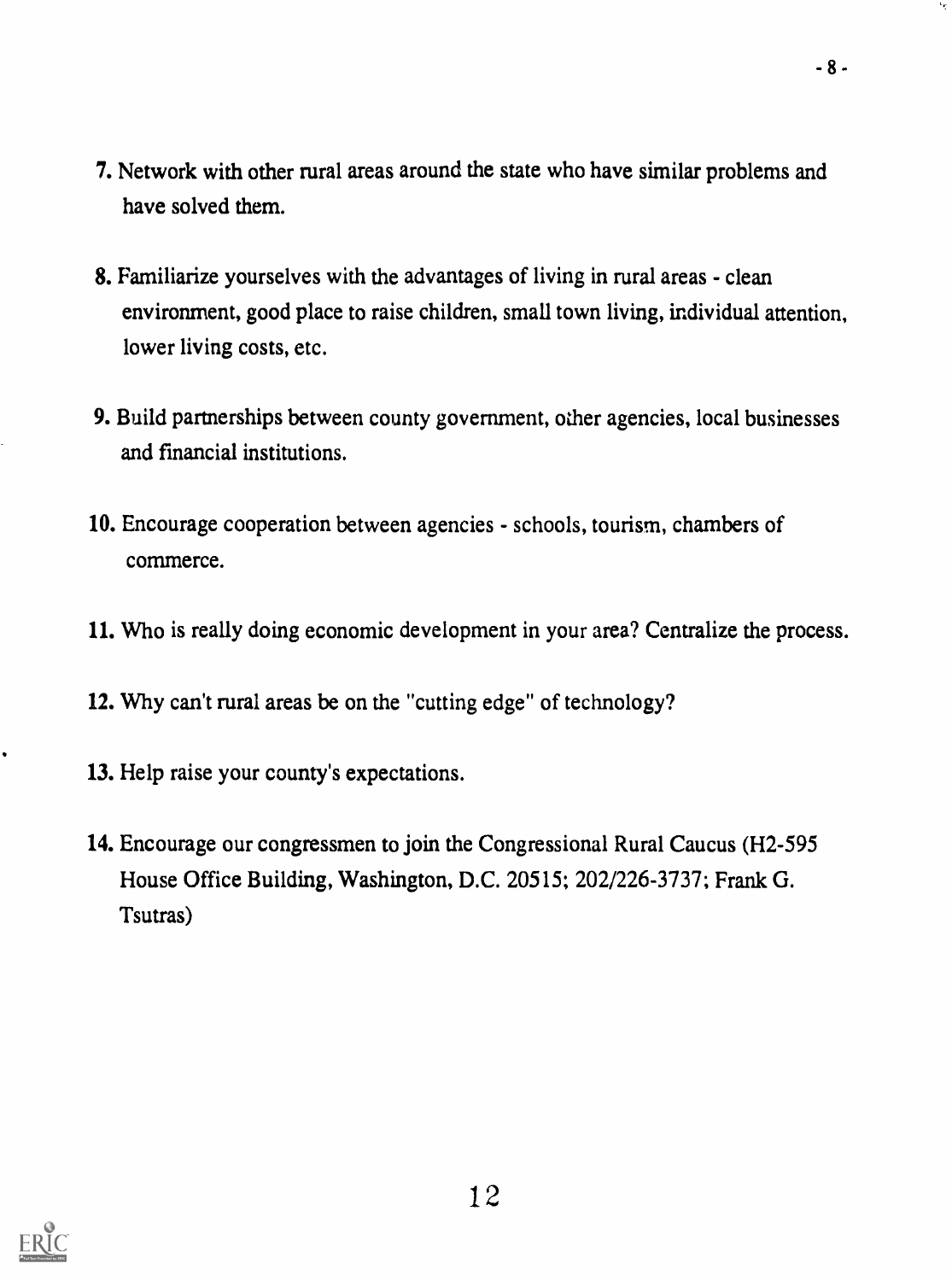7. Network with other rural areas around the state who have similar problems and have solved them.

8. Familiarize yourselves with the advantages of living in rural areas - clean environment, good place to raise children, small town living, individual attention, lower living costs, etc.

9. Build partnerships between county government, other agencies, local businesses and financial institutions.

10. Encourage cooperation between agencies - schools, tourism, chambers of commerce.

11. Who is really doing economic development in your area? Centralize the process.

12. Why can't rural areas be on the "cutting edge" of technology?

13. Help raise your county's expectations.

14. Encourage our congressmen to join the Congressional Rural Caucus (H2-595 House Office Building, Washington, D.C. 20515; 202/226-3737; Frank G. Tsutras)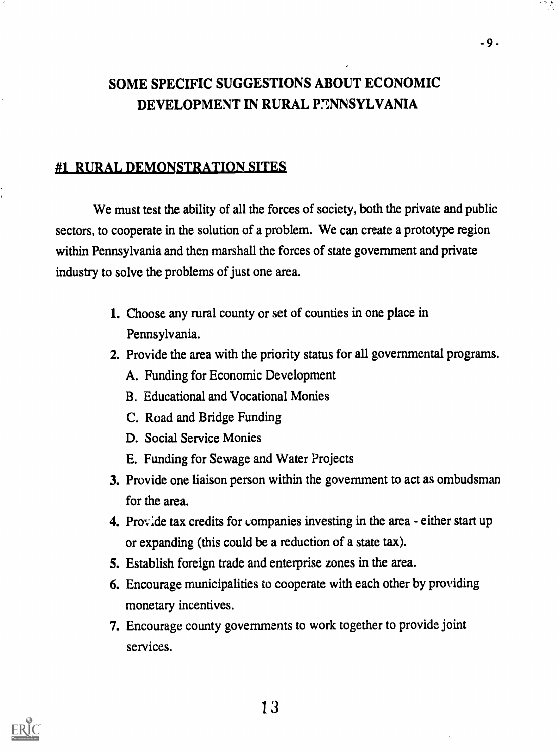# SOME SPECIFIC SUGGESTIONS ABOUT ECONOMIC DEVELOPMENT IN RURAL PENNSYLVANIA

## #1 RURAL DEMONSTRATION SITES

We must test the ability of all the forces of society, both the private and public sectors, to cooperate in the solution of a problem. We can create a prototype region within Pennsylvania and then marshall the forces of state government and private industry to solve the problems of just one area.

1. Choose any rural county or set of counties in one place in Pennsylvania.
2. Provide the area with the priority status for all governmental programs.
   - A. Funding for Economic Development
   - B. Educational and Vocational Monies
   - C. Road and Bridge Funding
   - D. Social Service Monies
   - E. Funding for Sewage and Water Projects
3. Provide one liaison person within the government to act as ombudsman for the area.
4. Provide tax credits for companies investing in the area - either start up or expanding (this could be a reduction of a state tax).
5. Establish foreign trade and enterprise zones in the area.
6. Encourage municipalities to cooperate with each other by providing monetary incentives.
7. Encourage county governments to work together to provide joint services.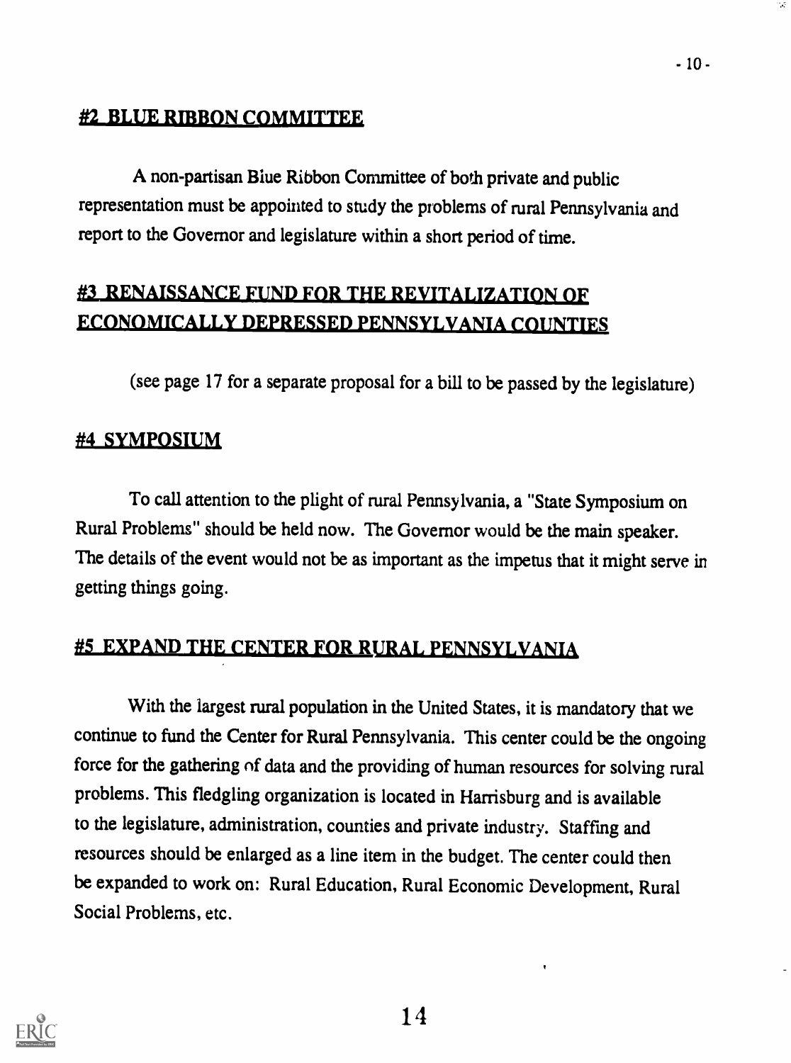## #2 BLUE RIBBON COMMITTEE

A non-partisan Blue Ribbon Committee of both private and public representation must be appointed to study the problems of rural Pennsylvania and report to the Governor and legislature within a short period of time.

## #3 RENAISSANCE FUND FOR THE REVITALIZATION OF ECONOMICALLY DEPRESSED PENNSYLVANIA COUNTIES

(see page 17 for a separate proposal for a bill to be passed by the legislature)

## #4 SYMPOSIUM

To call attention to the plight of rural Pennsylvania, a "State Symposium on Rural Problems" should be held now. The Governor would be the main speaker. The details of the event would not be as important as the impetus that it might serve in getting things going.

## #5 EXPAND THE CENTER FOR RURAL PENNSYLVANIA

With the largest rural population in the United States, it is mandatory that we continue to fund the Center for Rural Pennsylvania. This center could be the ongoing force for the gathering of data and the providing of human resources for solving rural problems. This fledgling organization is located in Harrisburg and is available to the legislature, administration, counties and private industry. Staffing and resources should be enlarged as a line item in the budget. The center could then be expanded to work on: Rural Education, Rural Economic Development, Rural Social Problems, etc.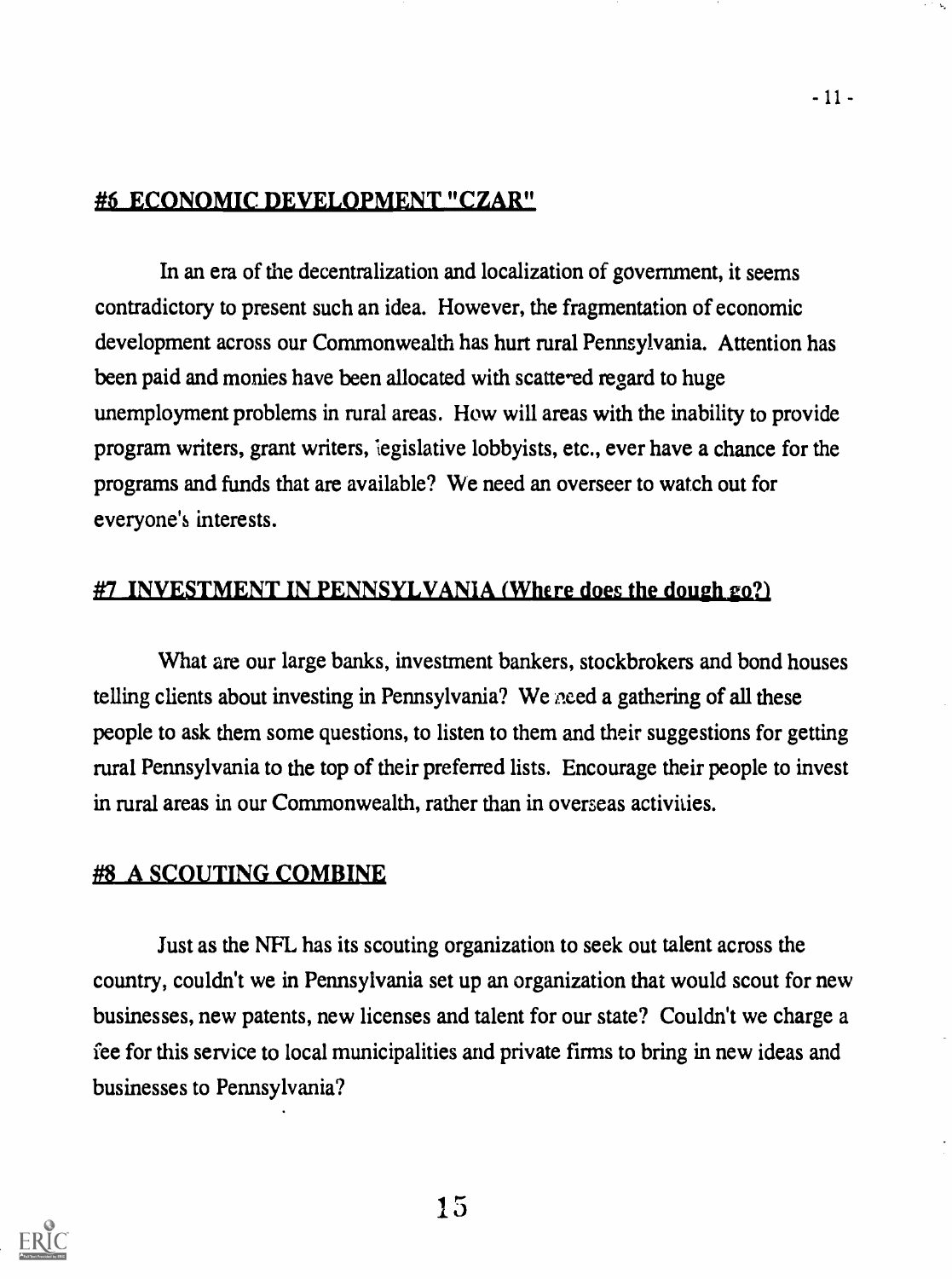## #6 ECONOMIC DEVELOPMENT "CZAR"

In an era of the decentralization and localization of government, it seems contradictory to present such an idea. However, the fragmentation of economic development across our Commonwealth has hurt rural Pennsylvania. Attention has been paid and monies have been allocated with scattered regard to huge unemployment problems in rural areas. How will areas with the inability to provide program writers, grant writers, legislative lobbyists, etc., ever have a chance for the programs and funds that are available? We need an overseer to watch out for everyone's interests.

## #7 INVESTMENT IN PENNSYLVANIA (Where does the dough go?)

What are our large banks, investment bankers, stockbrokers and bond houses telling clients about investing in Pennsylvania? We need a gathering of all these people to ask them some questions, to listen to them and their suggestions for getting rural Pennsylvania to the top of their preferred lists. Encourage their people to invest in rural areas in our Commonwealth, rather than in overseas activities.

## #8 A SCOUTING COMBINE

Just as the NFL has its scouting organization to seek out talent across the country, couldn't we in Pennsylvania set up an organization that would scout for new businesses, new patents, new licenses and talent for our state? Couldn't we charge a fee for this service to local municipalities and private firms to bring in new ideas and businesses to Pennsylvania?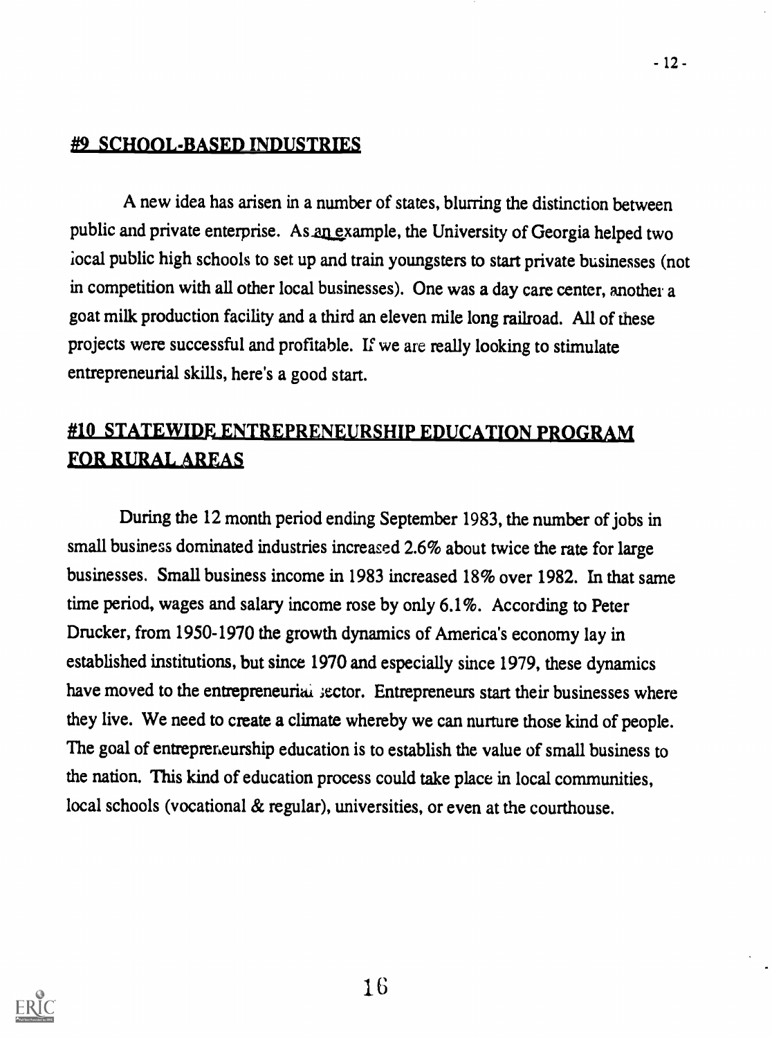## #9 SCHOOL-BASED INDUSTRIES

A new idea has arisen in a number of states, blurring the distinction between public and private enterprise. As an example, the University of Georgia helped two local public high schools to set up and train youngsters to start private businesses (not in competition with all other local businesses). One was a day care center, another a goat milk production facility and a third an eleven mile long railroad. All of these projects were successful and profitable. If we are really looking to stimulate entrepreneurial skills, here's a good start.

## #10 STATEWIDE ENTREPRENEURSHIP EDUCATION PROGRAM FOR RURAL AREAS

During the 12 month period ending September 1983, the number of jobs in small business dominated industries increased 2.6% about twice the rate for large businesses. Small business income in 1983 increased 18% over 1982. In that same time period, wages and salary income rose by only 6.1%. According to Peter Drucker, from 1950-1970 the growth dynamics of America's economy lay in established institutions, but since 1970 and especially since 1979, these dynamics have moved to the entrepreneurial sector. Entrepreneurs start their businesses where they live. We need to create a climate whereby we can nurture those kind of people. The goal of entrepreneurship education is to establish the value of small business to the nation. This kind of education process could take place in local communities, local schools (vocational & regular), universities, or even at the courthouse.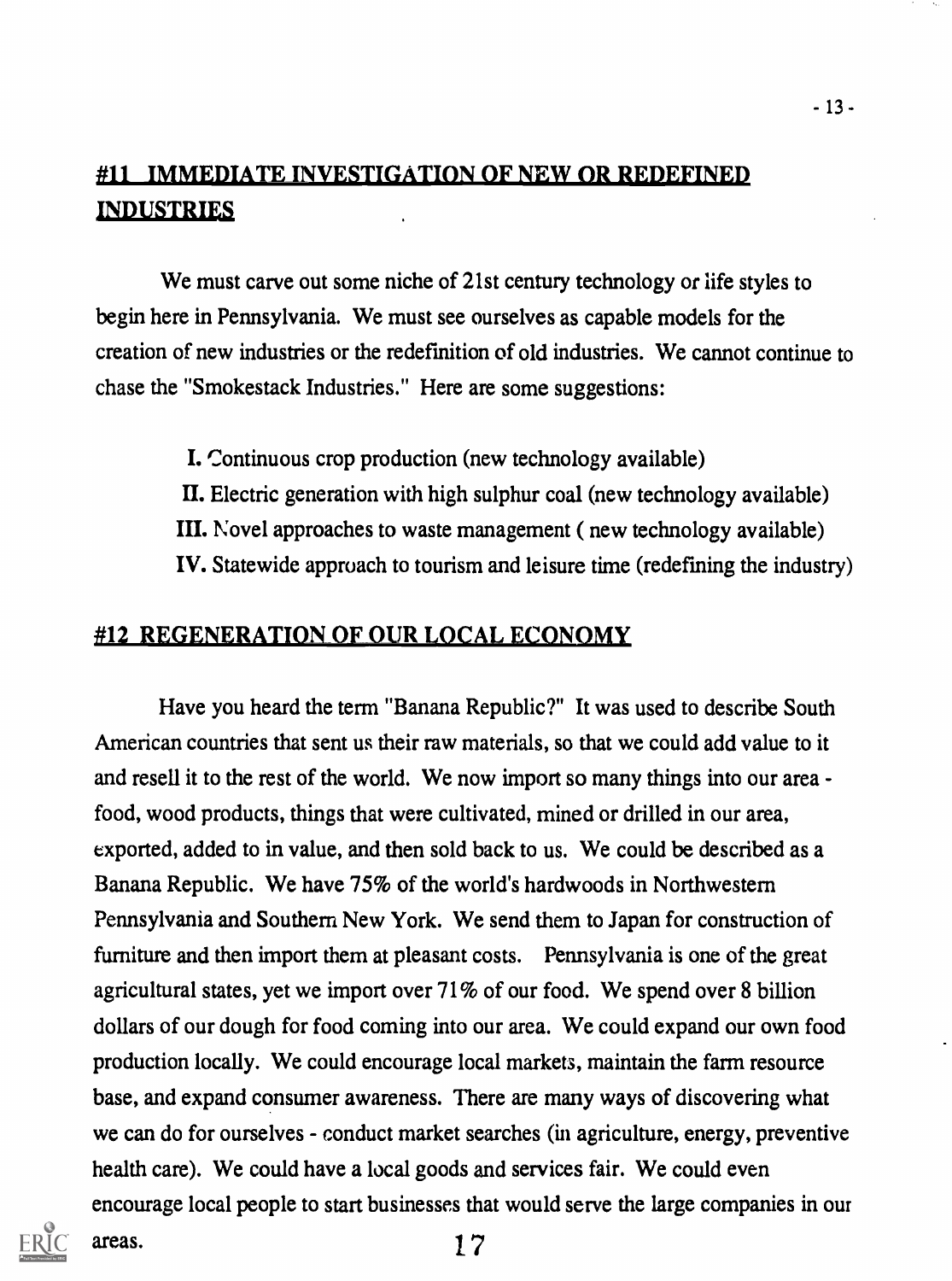## #11 IMMEDIATE INVESTIGATION OF NEW OR REDEFINED INDUSTRIES

We must carve out some niche of 21st century technology or life styles to begin here in Pennsylvania. We must see ourselves as capable models for the creation of new industries or the redefinition of old industries. We cannot continue to chase the "Smokestack Industries." Here are some suggestions:

I. Continuous crop production (new technology available)
II. Electric generation with high sulphur coal (new technology available)
III. Novel approaches to waste management ( new technology available)
IV. Statewide approach to tourism and leisure time (redefining the industry)

## #12 REGENERATION OF OUR LOCAL ECONOMY

Have you heard the term "Banana Republic?" It was used to describe South American countries that sent us their raw materials, so that we could add value to it and resell it to the rest of the world. We now import so many things into our area - food, wood products, things that were cultivated, mined or drilled in our area, exported, added to in value, and then sold back to us. We could be described as a Banana Republic. We have 75% of the world's hardwoods in Northwestern Pennsylvania and Southern New York. We send them to Japan for construction of furniture and then import them at pleasant costs. Pennsylvania is one of the great agricultural states, yet we import over 71% of our food. We spend over 8 billion dollars of our dough for food coming into our area. We could expand our own food production locally. We could encourage local markets, maintain the farm resource base, and expand consumer awareness. There are many ways of discovering what we can do for ourselves - conduct market searches (in agriculture, energy, preventive health care). We could have a local goods and services fair. We could even encourage local people to start businesses that would serve the large companies in our areas.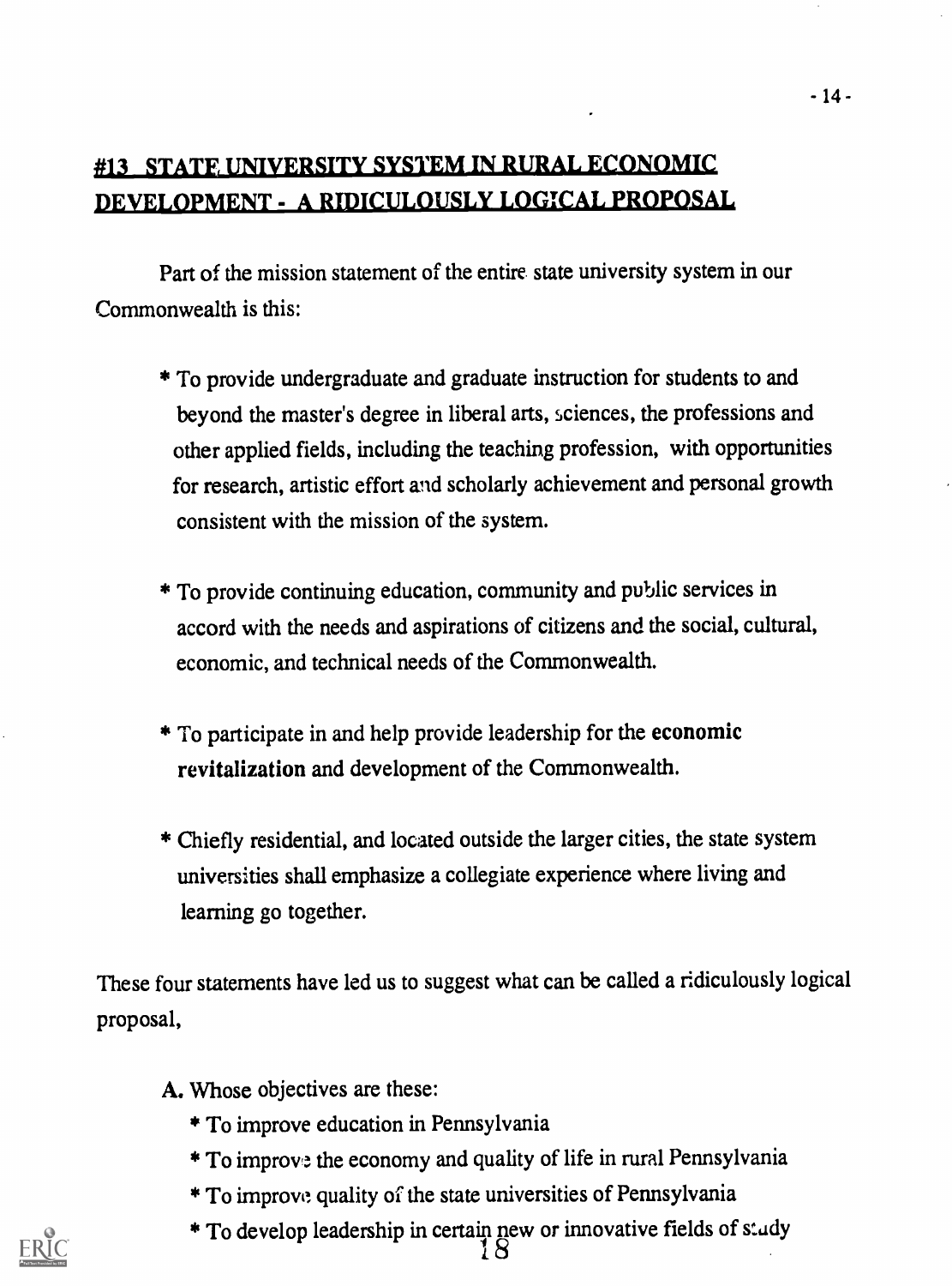## #13 STATE UNIVERSITY SYSTEM IN RURAL ECONOMIC DEVELOPMENT - A RIDICULOUSLY LOGICAL PROPOSAL

Part of the mission statement of the entire state university system in our Commonwealth is this:

* To provide undergraduate and graduate instruction for students to and beyond the master's degree in liberal arts, sciences, the professions and other applied fields, including the teaching profession, with opportunities for research, artistic effort and scholarly achievement and personal growth consistent with the mission of the system.

* To provide continuing education, community and public services in accord with the needs and aspirations of citizens and the social, cultural, economic, and technical needs of the Commonwealth.

* To participate in and help provide leadership for the **economic revitalization** and development of the Commonwealth.

* Chiefly residential, and located outside the larger cities, the state system universities shall emphasize a collegiate experience where living and learning go together.

These four statements have led us to suggest what can be called a ridiculously logical proposal,

**A.** Whose objectives are these:

* To improve education in Pennsylvania
* To improve the economy and quality of life in rural Pennsylvania
* To improve quality of the state universities of Pennsylvania
* To develop leadership in certain new or innovative fields of study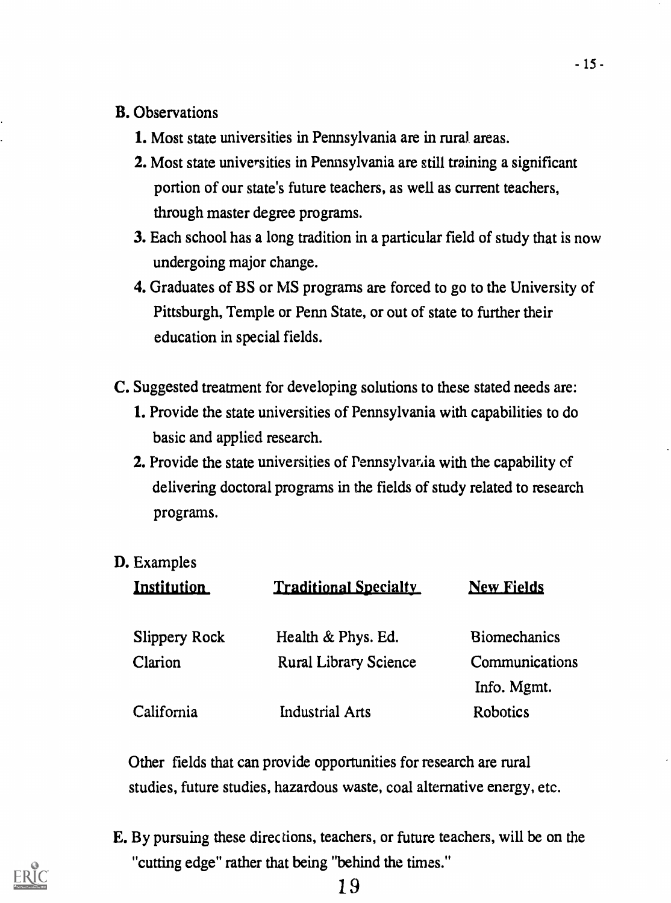B. Observations

1. Most state universities in Pennsylvania are in rural areas.
2. Most state universities in Pennsylvania are still training a significant portion of our state's future teachers, as well as current teachers, through master degree programs.
3. Each school has a long tradition in a particular field of study that is now undergoing major change.
4. Graduates of BS or MS programs are forced to go to the University of Pittsburgh, Temple or Penn State, or out of state to further their education in special fields.

C. Suggested treatment for developing solutions to these stated needs are:

1. Provide the state universities of Pennsylvania with capabilities to do basic and applied research.
2. Provide the state universities of Pennsylvania with the capability of delivering doctoral programs in the fields of study related to research programs.

D. Examples

| Institution | Traditional Specialty | New Fields |
|---|---|---|
| Slippery Rock | Health & Phys. Ed. | Biomechanics |
| Clarion | Rural Library Science | Communications Info. Mgmt. |
| California | Industrial Arts | Robotics |

Other fields that can provide opportunities for research are rural studies, future studies, hazardous waste, coal alternative energy, etc.

E. By pursuing these directions, teachers, or future teachers, will be on the "cutting edge" rather that being "behind the times."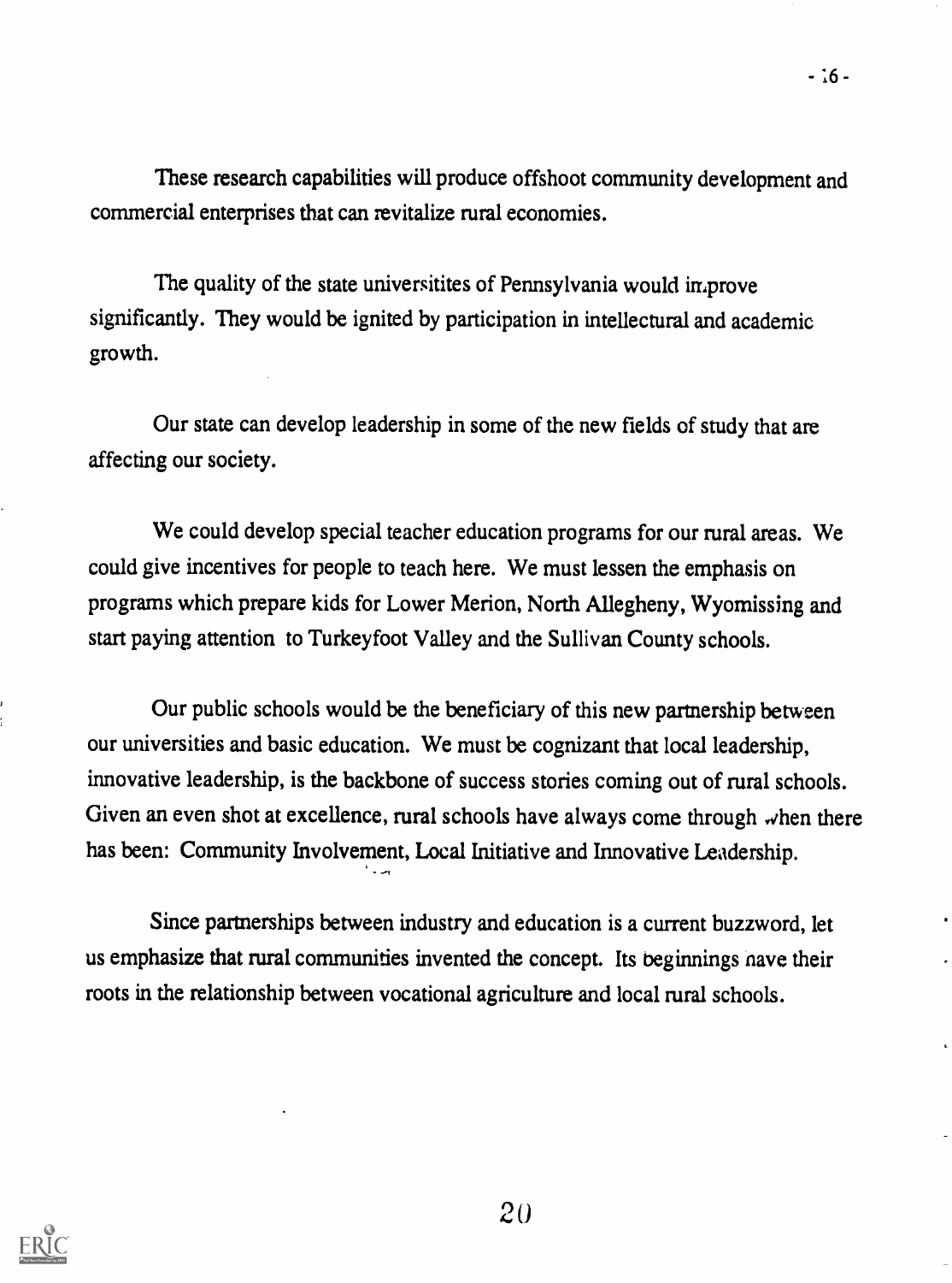These research capabilities will produce offshoot community development and commercial enterprises that can revitalize rural economies.

The quality of the state universitites of Pennsylvania would improve significantly. They would be ignited by participation in intellectural and academic growth.

Our state can develop leadership in some of the new fields of study that are affecting our society.

We could develop special teacher education programs for our rural areas. We could give incentives for people to teach here. We must lessen the emphasis on programs which prepare kids for Lower Merion, North Allegheny, Wyomissing and start paying attention to Turkeyfoot Valley and the Sullivan County schools.

Our public schools would be the beneficiary of this new partnership between our universities and basic education. We must be cognizant that local leadership, innovative leadership, is the backbone of success stories coming out of rural schools. Given an even shot at excellence, rural schools have always come through when there has been: Community Involvement, Local Initiative and Innovative Leadership.

Since partnerships between industry and education is a current buzzword, let us emphasize that rural communities invented the concept. Its beginnings have their roots in the relationship between vocational agriculture and local rural schools.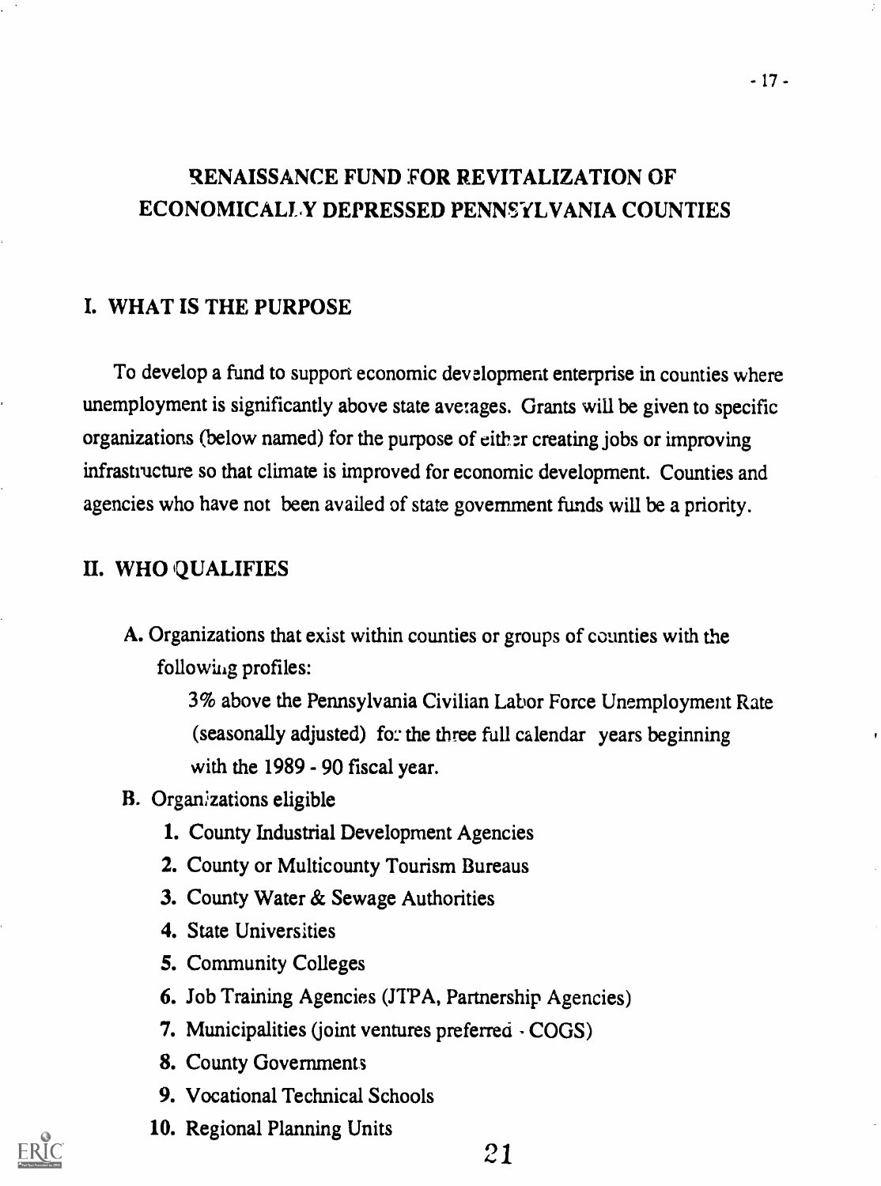# RENAISSANCE FUND FOR REVITALIZATION OF ECONOMICALLY DEPRESSED PENNSYLVANIA COUNTIES

## I. WHAT IS THE PURPOSE

To develop a fund to support economic development enterprise in counties where unemployment is significantly above state averages. Grants will be given to specific organizations (below named) for the purpose of either creating jobs or improving infrastructure so that climate is improved for economic development. Counties and agencies who have not been availed of state government funds will be a priority.

## II. WHO QUALIFIES

A. Organizations that exist within counties or groups of counties with the following profiles:

3% above the Pennsylvania Civilian Labor Force Unemployment Rate (seasonally adjusted) for the three full calendar years beginning with the 1989 - 90 fiscal year.

B. Organizations eligible

1. County Industrial Development Agencies
2. County or Multicounty Tourism Bureaus
3. County Water & Sewage Authorities
4. State Universities
5. Community Colleges
6. Job Training Agencies (JTPA, Partnership Agencies)
7. Municipalities (joint ventures preferred - COGS)
8. County Governments
9. Vocational Technical Schools
10. Regional Planning Units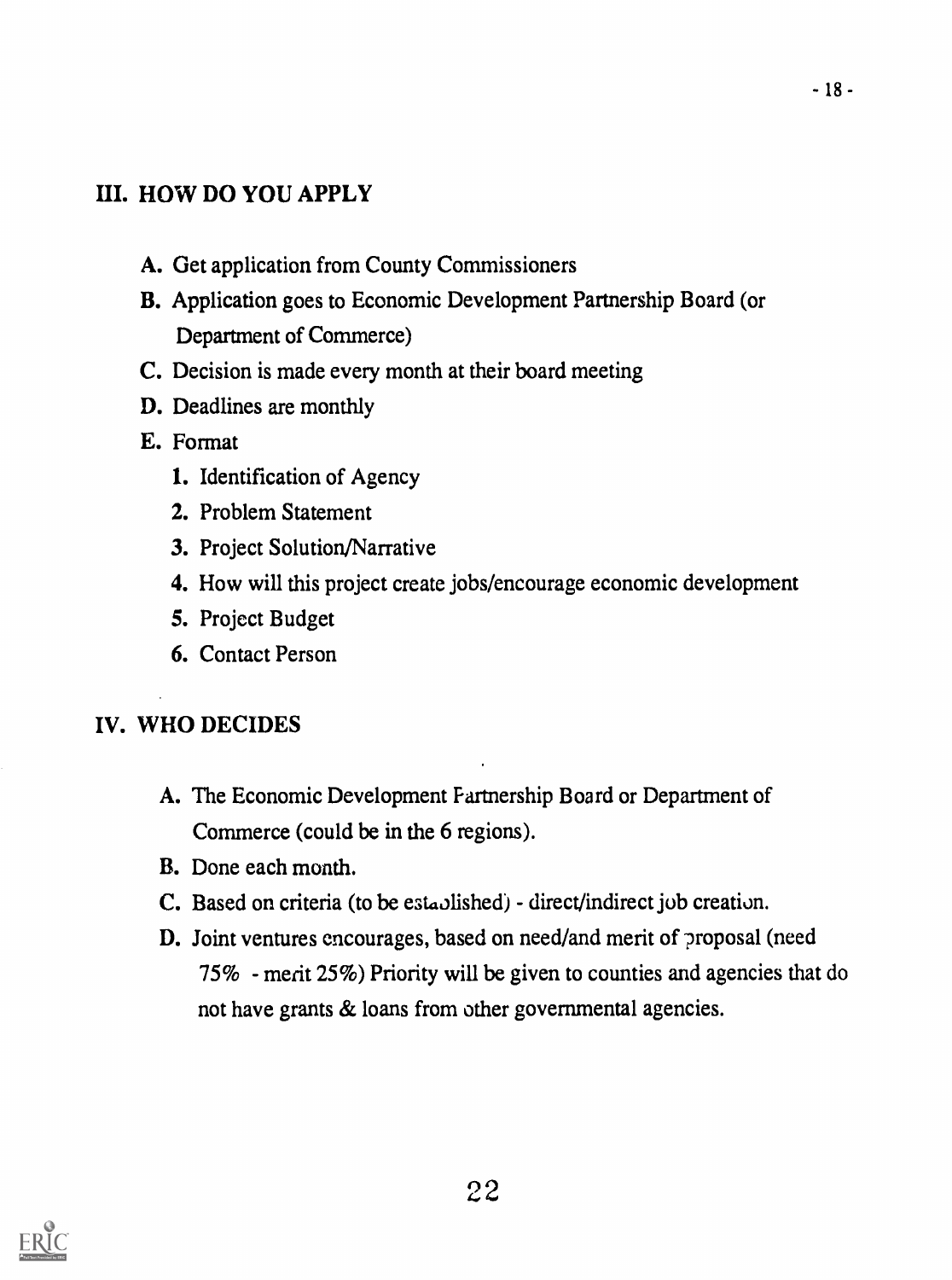## III. HOW DO YOU APPLY

**A.** Get application from County Commissioners

**B.** Application goes to Economic Development Partnership Board (or Department of Commerce)

**C.** Decision is made every month at their board meeting

**D.** Deadlines are monthly

**E.** Format

1. Identification of Agency
2. Problem Statement
3. Project Solution/Narrative
4. How will this project create jobs/encourage economic development
5. Project Budget
6. Contact Person

## IV. WHO DECIDES

**A.** The Economic Development Partnership Board or Department of Commerce (could be in the 6 regions).

**B.** Done each month.

**C.** Based on criteria (to be established) - direct/indirect job creation.

**D.** Joint ventures encourages, based on need/and merit of proposal (need 75% - merit 25%) Priority will be given to counties and agencies that do not have grants & loans from other governmental agencies.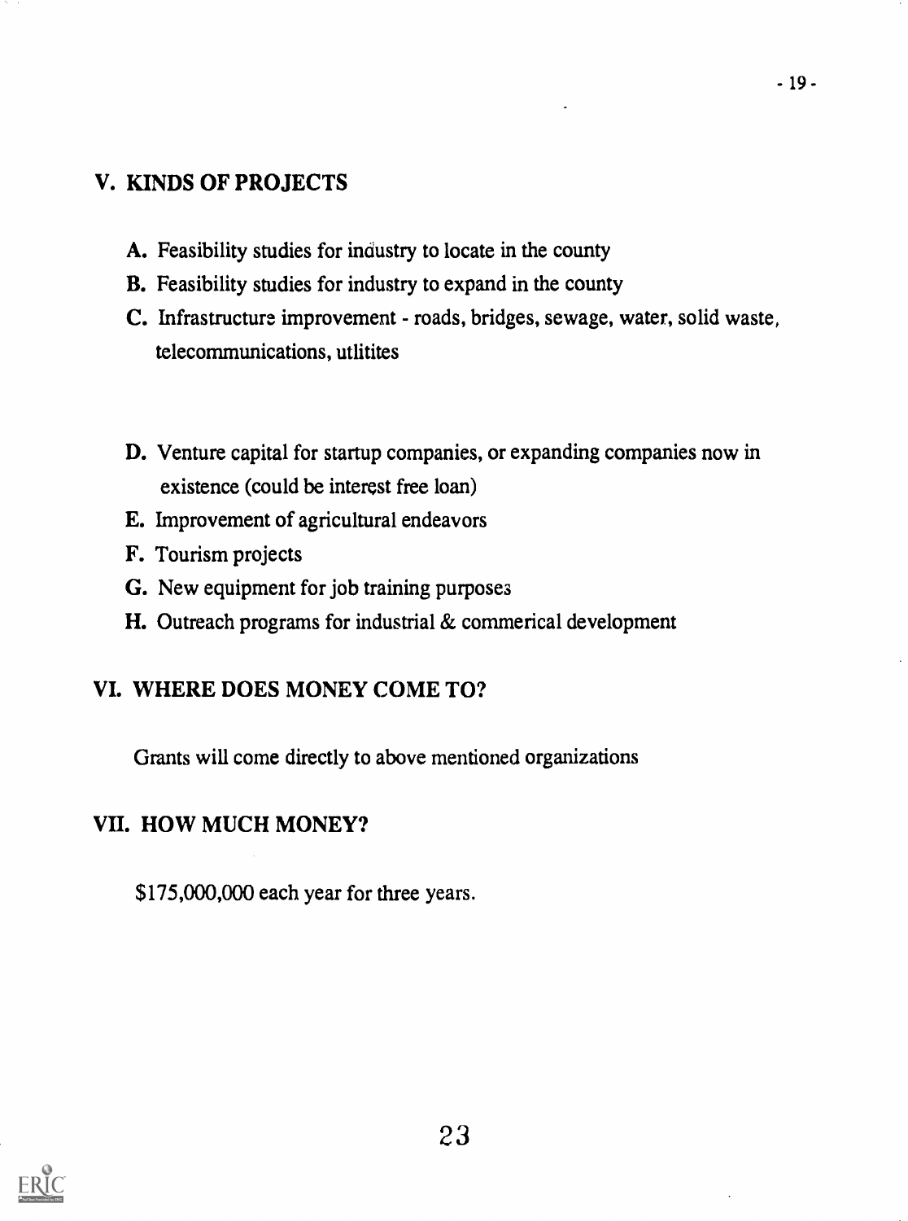## V. KINDS OF PROJECTS

- **A.** Feasibility studies for industry to locate in the county
- **B.** Feasibility studies for industry to expand in the county
- **C.** Infrastructure improvement - roads, bridges, sewage, water, solid waste, telecommunications, utlitites
- **D.** Venture capital for startup companies, or expanding companies now in existence (could be interest free loan)
- **E.** Improvement of agricultural endeavors
- **F.** Tourism projects
- **G.** New equipment for job training purposes
- **H.** Outreach programs for industrial & commerical development

## VI. WHERE DOES MONEY COME TO?

Grants will come directly to above mentioned organizations

## VII. HOW MUCH MONEY?

$175,000,000 each year for three years.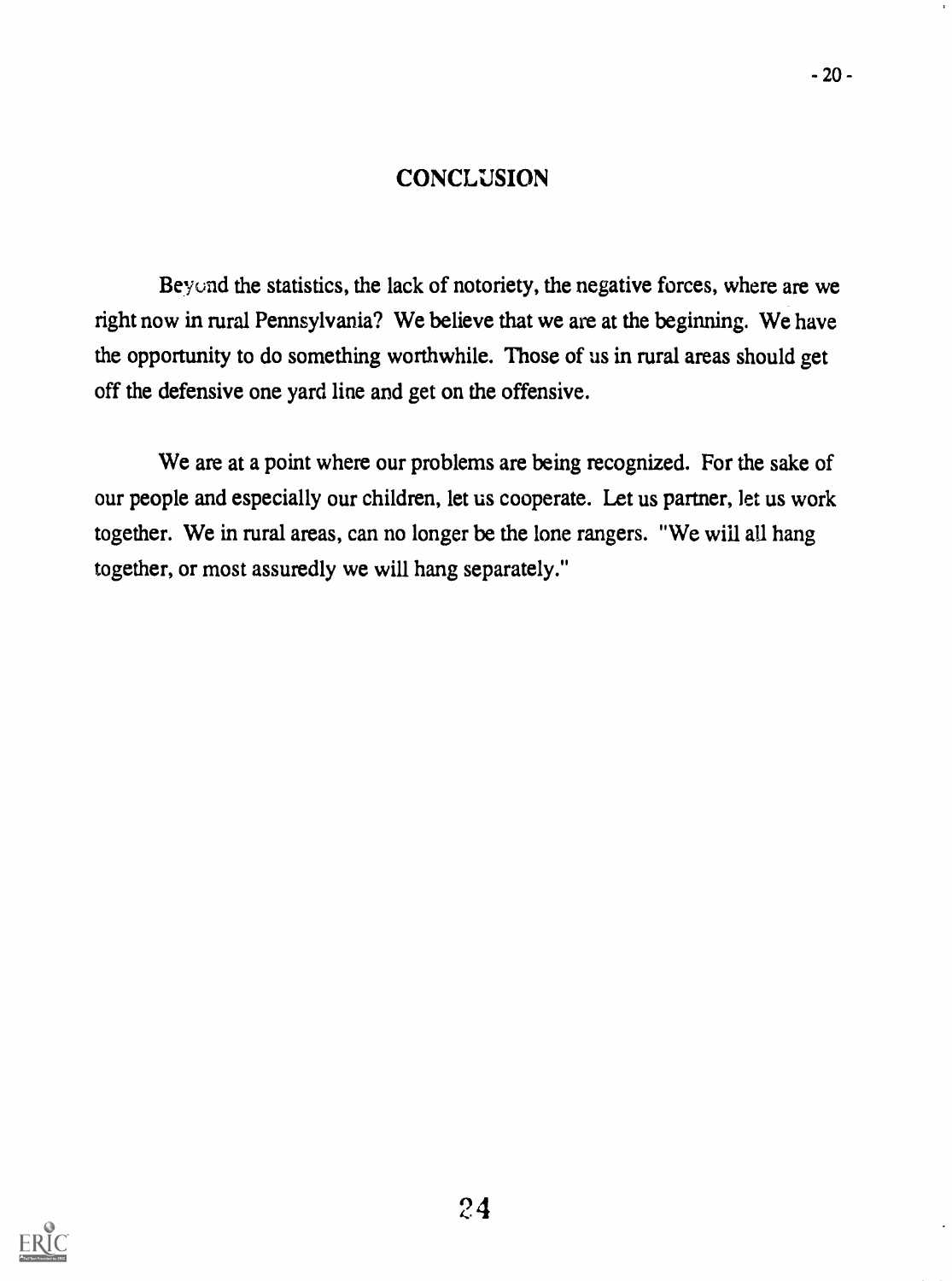## CONCLUSION

Beyond the statistics, the lack of notoriety, the negative forces, where are we right now in rural Pennsylvania? We believe that we are at the beginning. We have the opportunity to do something worthwhile. Those of us in rural areas should get off the defensive one yard line and get on the offensive.

We are at a point where our problems are being recognized. For the sake of our people and especially our children, let us cooperate. Let us partner, let us work together. We in rural areas, can no longer be the lone rangers. "We will all hang together, or most assuredly we will hang separately."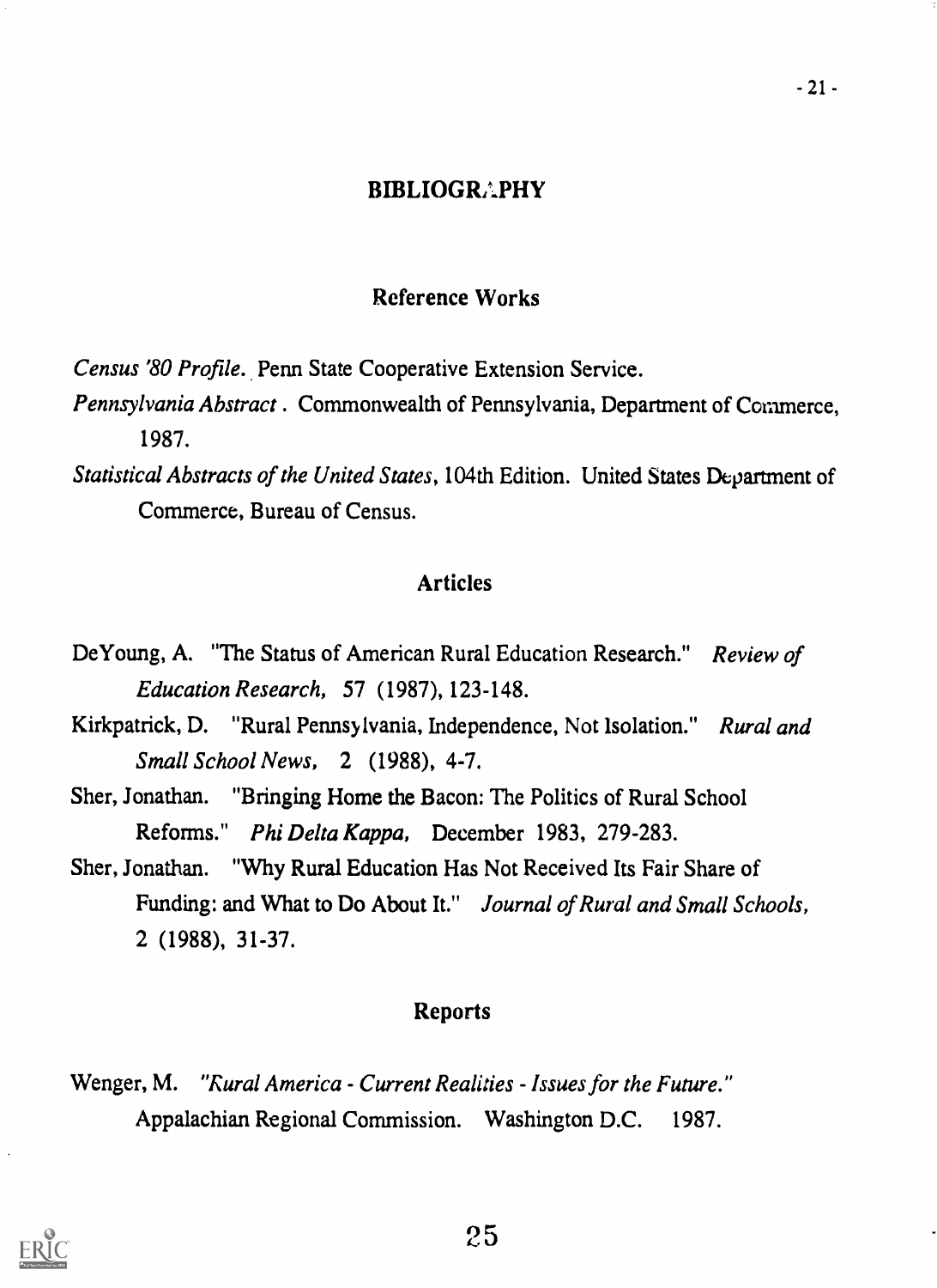# BIBLIOGRAPHY

## Reference Works

*Census '80 Profile.* Penn State Cooperative Extension Service.

*Pennsylvania Abstract*. Commonwealth of Pennsylvania, Department of Commerce, 1987.

*Statistical Abstracts of the United States*, 104th Edition. United States Department of Commerce, Bureau of Census.

## Articles

DeYoung, A. "The Status of American Rural Education Research." *Review of Education Research,* 57 (1987), 123-148.

Kirkpatrick, D. "Rural Pennsylvania, Independence, Not Isolation." *Rural and Small School News,* 2 (1988), 4-7.

Sher, Jonathan. "Bringing Home the Bacon: The Politics of Rural School Reforms." *Phi Delta Kappa,* December 1983, 279-283.

Sher, Jonathan. "Why Rural Education Has Not Received Its Fair Share of Funding: and What to Do About It." *Journal of Rural and Small Schools,* 2 (1988), 31-37.

## Reports

Wenger, M. *"Rural America - Current Realities - Issues for the Future."* Appalachian Regional Commission. Washington D.C. 1987.